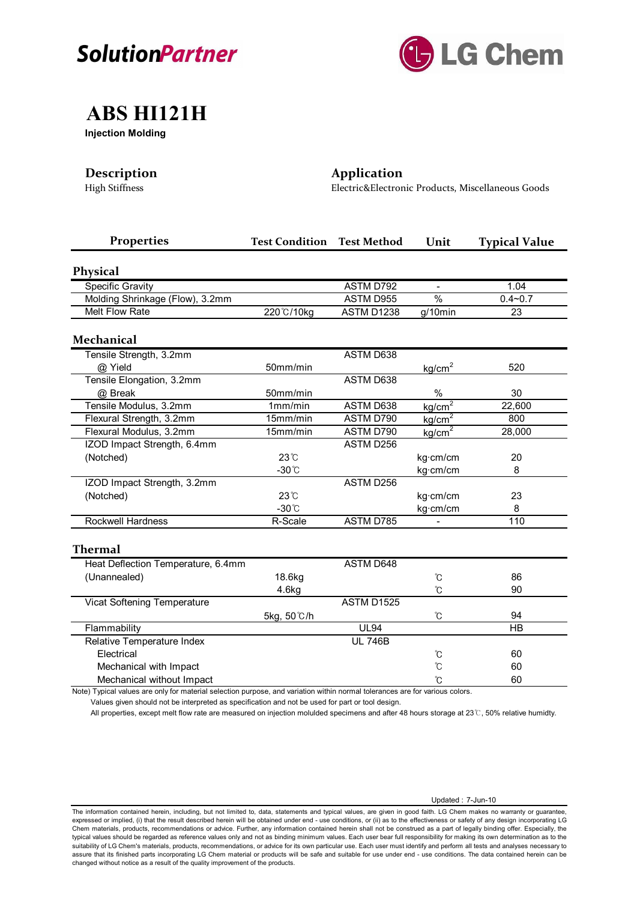SolutionPartner

LG Chem

# ABS HI121H

**Injection Molding**

## Description

High Stiffness

## Application

Electric&Electronic Products, Miscellaneous Goods

| Properties | Test Condition | Test Method | Unit | Typical Value |
|---|---|---|---|---|
| **Physical** | | | | |
| Specific Gravity | | ASTM D792 | - | 1.04 |
| Molding Shrinkage (Flow), 3.2mm | | ASTM D955 | % | 0.4~0.7 |
| Melt Flow Rate | 220℃/10kg | ASTM D1238 | g/10min | 23 |
| **Mechanical** | | | | |
| Tensile Strength, 3.2mm | | ASTM D638 | | |
| @ Yield | 50mm/min | | $kg/cm^2$ | 520 |
| Tensile Elongation, 3.2mm | | ASTM D638 | | |
| @ Break | 50mm/min | | % | 30 |
| Tensile Modulus, 3.2mm | 1mm/min | ASTM D638 | $kg/cm^2$ | 22,600 |
| Flexural Strength, 3.2mm | 15mm/min | ASTM D790 | $kg/cm^2$ | 800 |
| Flexural Modulus, 3.2mm | 15mm/min | ASTM D790 | $kg/cm^2$ | 28,000 |
| IZOD Impact Strength, 6.4mm | | ASTM D256 | | |
| (Notched) | 23℃ | | kg·cm/cm | 20 |
| | -30℃ | | kg·cm/cm | 8 |
| IZOD Impact Strength, 3.2mm | | ASTM D256 | | |
| (Notched) | 23℃ | | kg·cm/cm | 23 |
| | -30℃ | | kg·cm/cm | 8 |
| Rockwell Hardness | R-Scale | ASTM D785 | - | 110 |
| **Thermal** | | | | |
| Heat Deflection Temperature, 6.4mm | | ASTM D648 | | |
| (Unannealed) | 18.6kg | | ℃ | 86 |
| | 4.6kg | | ℃ | 90 |
| Vicat Softening Temperature | | ASTM D1525 | | |
| | 5kg, 50℃/h | | ℃ | 94 |
| Flammability | | UL94 | | HB |
| Relative Temperature Index | | UL 746B | | |
| Electrical | | | ℃ | 60 |
| Mechanical with Impact | | | ℃ | 60 |
| Mechanical without Impact | | | ℃ | 60 |

Note) Typical values are only for material selection purpose, and variation within normal tolerances are for various colors.

Values given should not be interpreted as specification and not be used for part or tool design.

All properties, except melt flow rate are measured on injection molulded specimens and after 48 hours storage at 23℃, 50% relative humidty.

Updated : 7-Jun-10

The information contained herein, including, but not limited to, data, statements and typical values, are given in good faith. LG Chem makes no warranty or guarantee, expressed or implied, (i) that the result described herein will be obtained under end - use conditions, or (ii) as to the effectiveness or safety of any design incorporating LG Chem materials, products, recommendations or advice. Further, any information contained herein shall not be construed as a part of legally binding offer. Especially, the typical values should be regarded as reference values only and not as binding minimum values. Each user bear full responsibility for making its own determination as to the suitability of LG Chem's materials, products, recommendations, or advice for its own particular use. Each user must identify and perform all tests and analyses necessary to assure that its finished parts incorporating LG Chem material or products will be safe and suitable for use under end - use conditions. The data contained herein can be changed without notice as a result of the quality improvement of the products.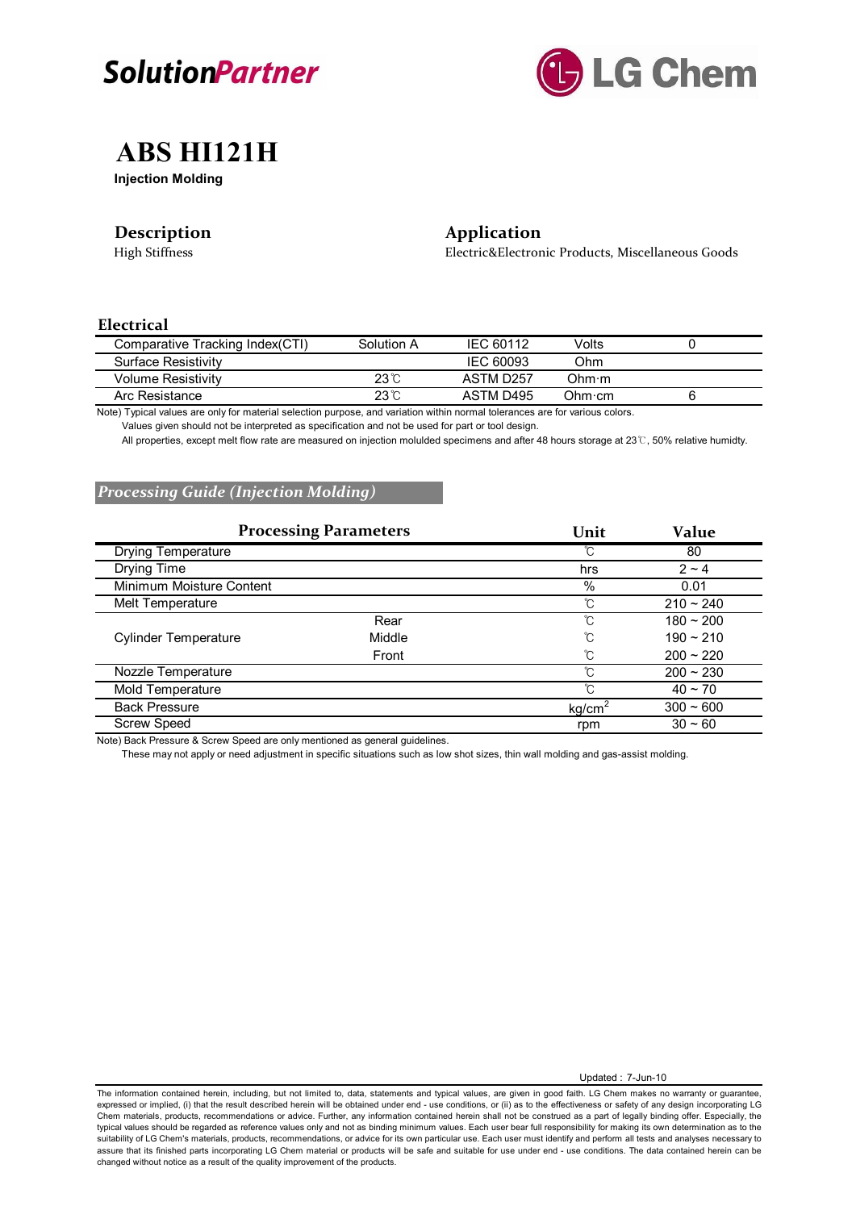SolutionPartner

LG Chem

# ABS HI121H

**Injection Molding**

## Description

High Stiffness

## Application

Electric&Electronic Products, Miscellaneous Goods

## Electrical

| | | | | |
|---|---|---|---|---|
| Comparative Tracking Index(CTI) | Solution A | IEC 60112 | Volts | 0 |
| Surface Resistivity | | IEC 60093 | Ohm | |
| Volume Resistivity | 23℃ | ASTM D257 | Ohm·m | |
| Arc Resistance | 23℃ | ASTM D495 | Ohm·cm | 6 |

Note) Typical values are only for material selection purpose, and variation within normal tolerances are for various colors.
Values given should not be interpreted as specification and not be used for part or tool design.
All properties, except melt flow rate are measured on injection molulded specimens and after 48 hours storage at 23℃, 50% relative humidty.

## *Processing Guide (Injection Molding)*

| Processing Parameters | | Unit | Value |
|---|---|---|---|
| Drying Temperature | | ℃ | 80 |
| Drying Time | | hrs | 2 ~ 4 |
| Minimum Moisture Content | | % | 0.01 |
| Melt Temperature | | ℃ | 210 ~ 240 |
| Cylinder Temperature | Rear | ℃ | 180 ~ 200 |
| | Middle | ℃ | 190 ~ 210 |
| | Front | ℃ | 200 ~ 220 |
| Nozzle Temperature | | ℃ | 200 ~ 230 |
| Mold Temperature | | ℃ | 40 ~ 70 |
| Back Pressure | | $kg/cm^2$ | 300 ~ 600 |
| Screw Speed | | rpm | 30 ~ 60 |

Note) Back Pressure & Screw Speed are only mentioned as general guidelines.
These may not apply or need adjustment in specific situations such as low shot sizes, thin wall molding and gas-assist molding.

Updated : 7-Jun-10

The information contained herein, including, but not limited to, data, statements and typical values, are given in good faith. LG Chem makes no warranty or guarantee, expressed or implied, (i) that the result described herein will be obtained under end - use conditions, or (ii) as to the effectiveness or safety of any design incorporating LG Chem materials, products, recommendations or advice. Further, any information contained herein shall not be construed as a part of legally binding offer. Especially, the typical values should be regarded as reference values only and not as binding minimum values. Each user bear full responsibility for making its own determination as to the suitability of LG Chem's materials, products, recommendations, or advice for its own particular use. Each user must identify and perform all tests and analyses necessary to assure that its finished parts incorporating LG Chem material or products will be safe and suitable for use under end - use conditions. The data contained herein can be changed without notice as a result of the quality improvement of the products.